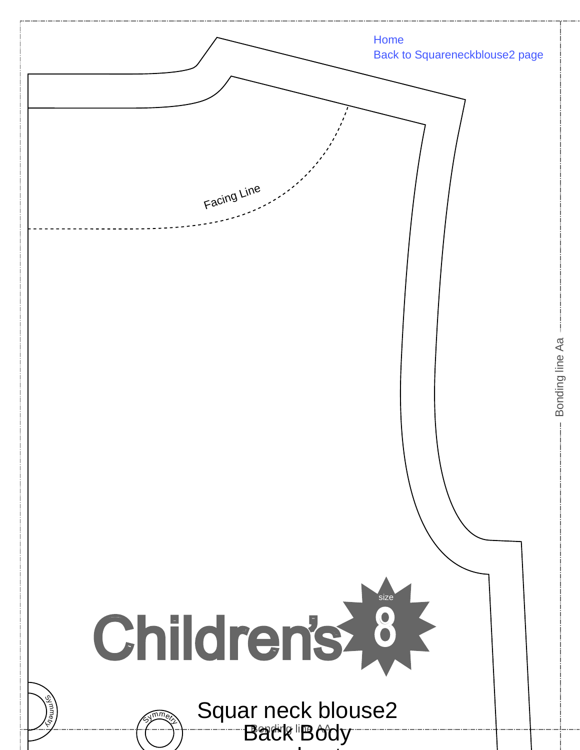Home
Back to Squareneckblouse2 page

Facing Line

Bonding line Aa

Children's

size
8

Symmetry

Symmetry

Squar neck blouse2
Back Body

Bonding line AA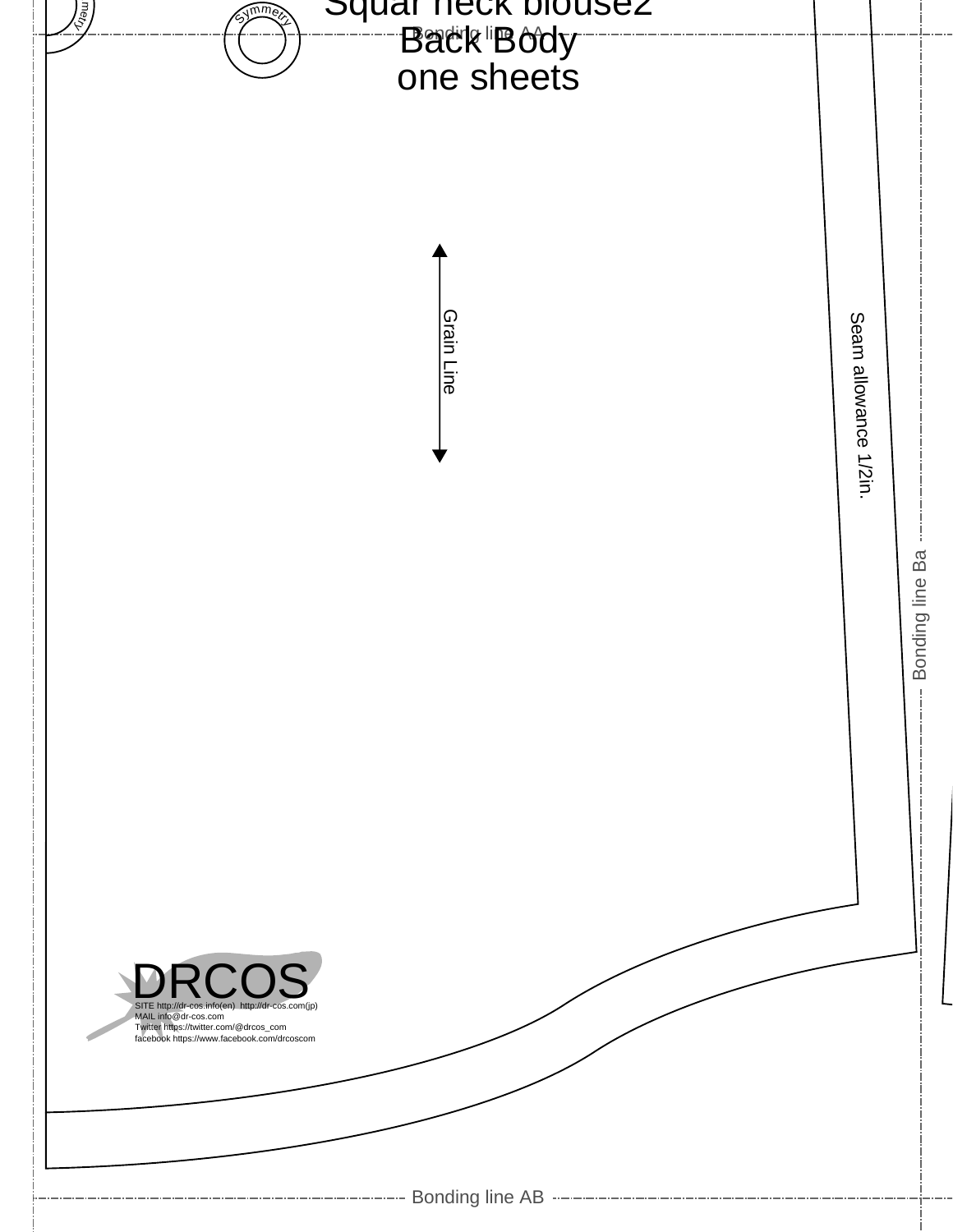Squar neck blouse2

Back Body

one sheets

Bonding line AA

Symmetry

Grain Line

Seam allowance 1/2in.

Bonding line Ba

DRCOS

SITE http://dr-cos.info(en) http://dr-cos.com(jp)
MAIL info@dr-cos.com
Twitter https://twitter.com/@drcos_com
facebook https://www.facebook.com/drcoscom

Bonding line AB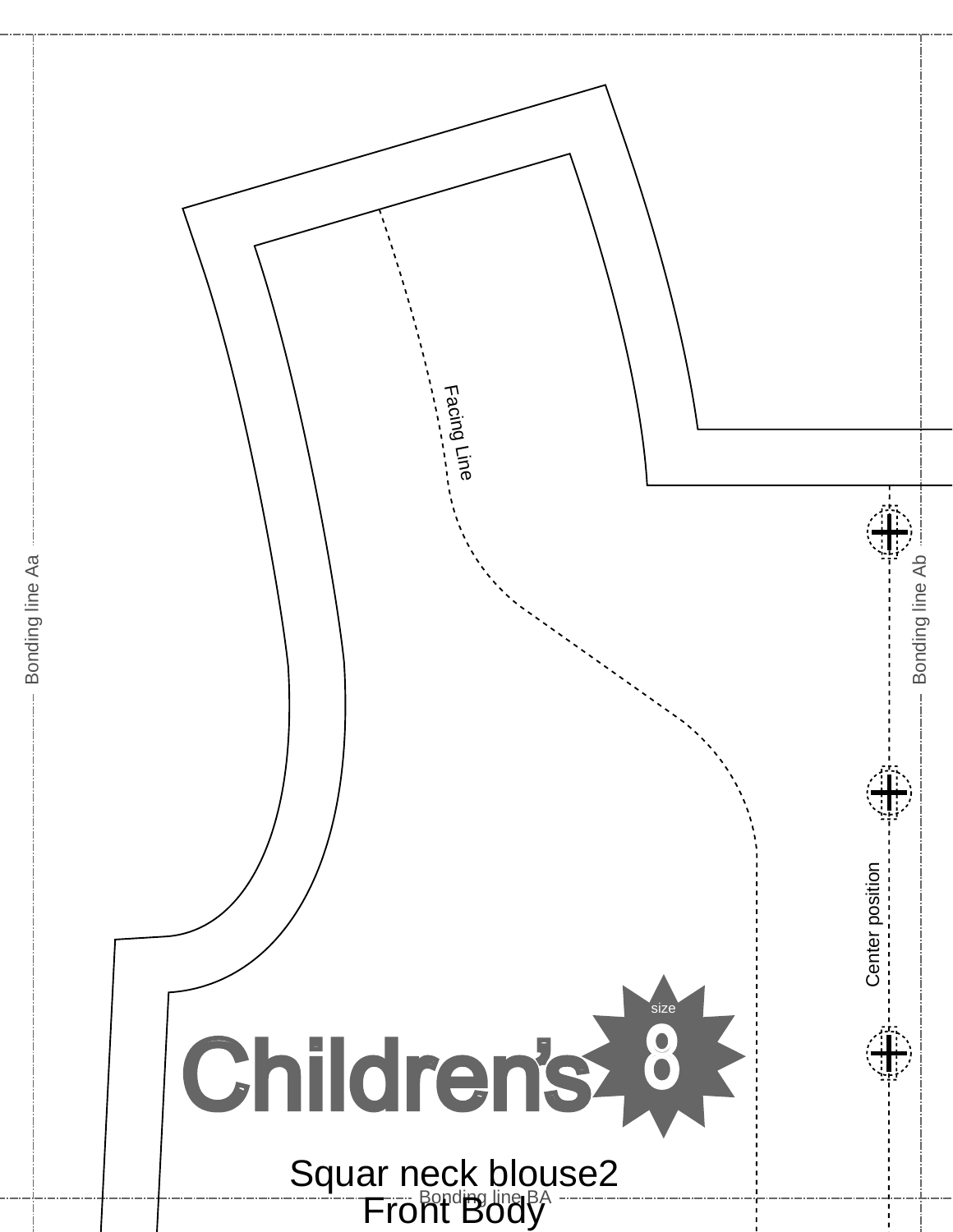Facing Line

Bonding line Aa

Bonding line Ab

Center position

size

8

Children's

Squar neck blouse2

Front Body

Bonding line BA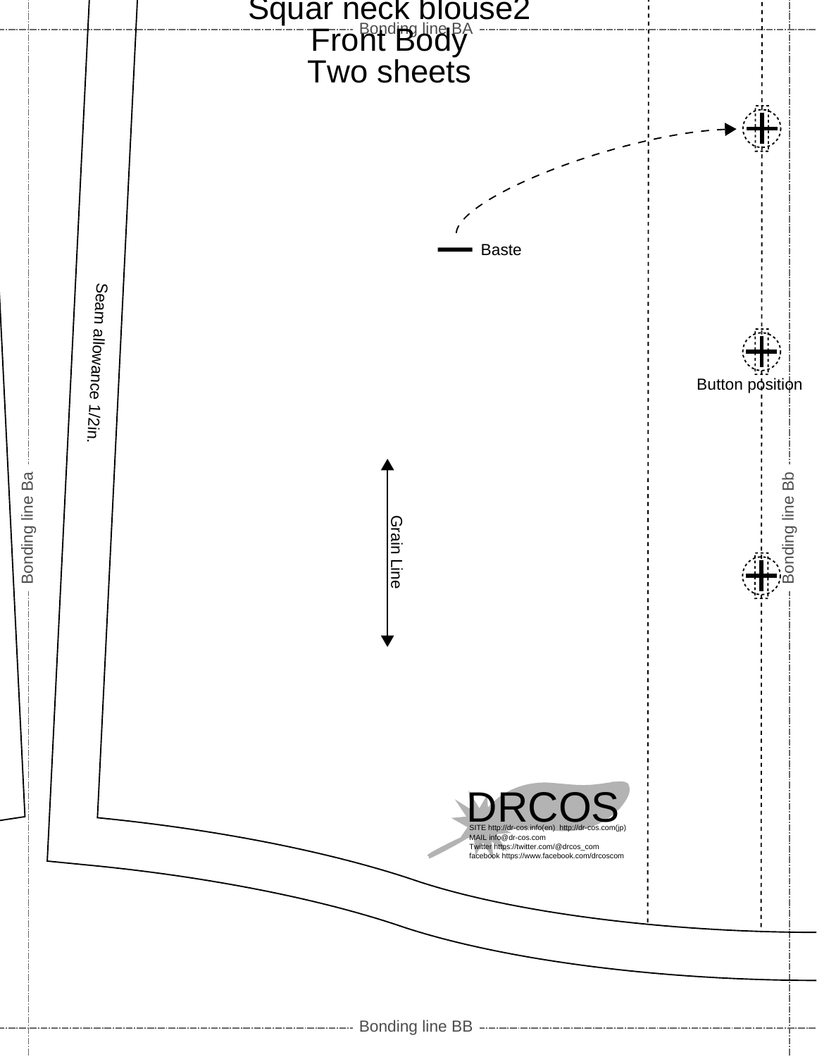# Squar neck blouse2
# Front Body
# Two sheets

Bonding line BA

Baste

Button position

Seam allowance 1/2in.

Grain Line

Bonding line Ba

Bonding line Bb

DRCOS

SITE http://dr-cos.info(en) http://dr-cos.com(jp)
MAIL info@dr-cos.com
Twitter https://twitter.com/@drcos_com
facebook https://www.facebook.com/drcoscom

Bonding line BB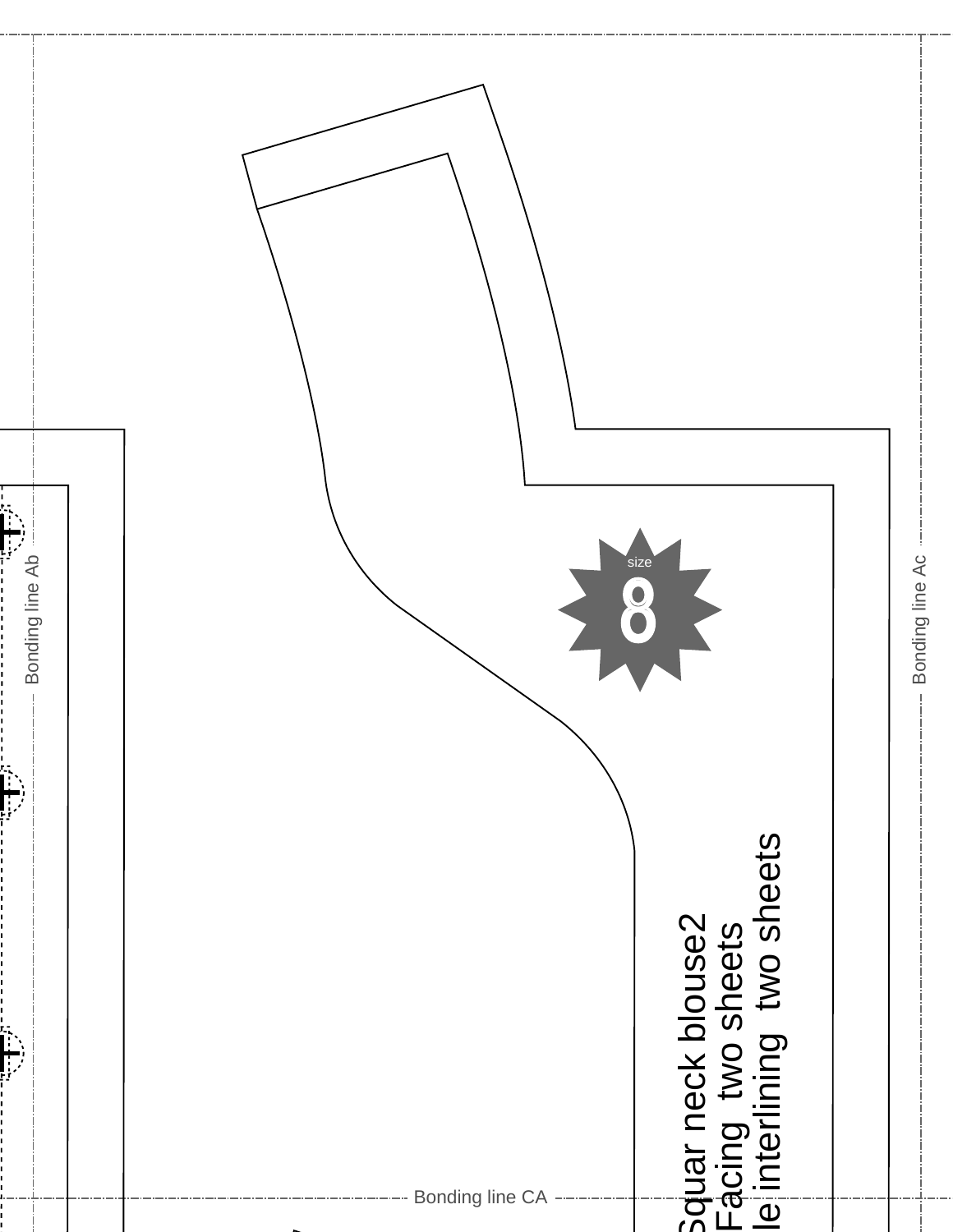Bonding line Ab

Bonding line Ac

size

8

Squar neck blouse2

Facing two sheets

le interlining two sheets

Bonding line CA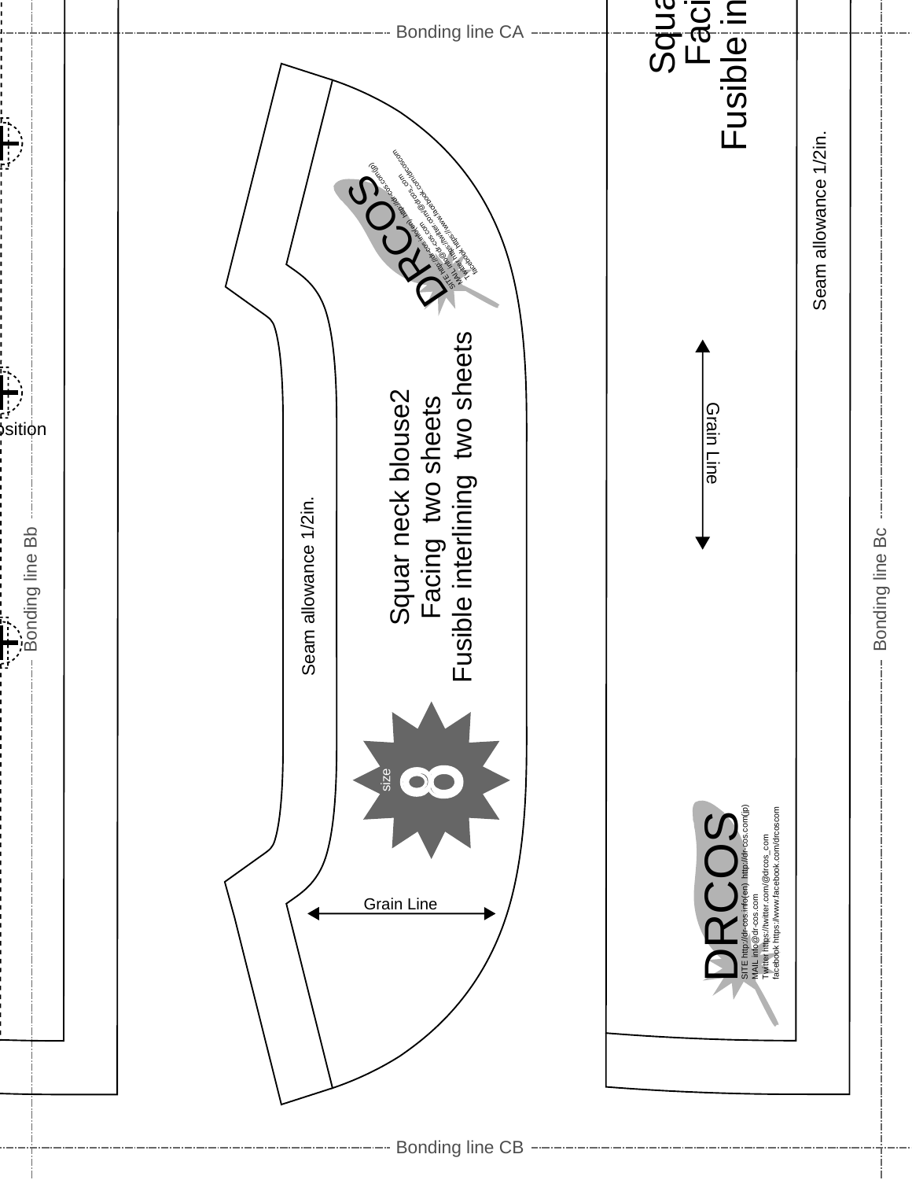Bonding line CA

Squar neck blouse2
Facing two sheets
Fusible interlining two sheets

Seam allowance 1/2in.

Grain Line

size 8

DRCOS
SITE http://dr-cos.info(en) http://dr-cos.com(jp)
MAIL info@dr-cos.com
Twitter https://twitter.com/@drcos_com
facebook https://www.facebook.com/drcoscom

Squa
Faci
Fusible in

Seam allowance 1/2in.

Grain Line

DRCOS
SITE http://dr-cos.info(en) http://dr-cos.com(jp)
MAIL info@dr-cos.com
Twitter https://twitter.com/@drcos_com
facebook https://www.facebook.com/drcoscom

osition

Bonding line Bb

Bonding line Bc

Bonding line CB